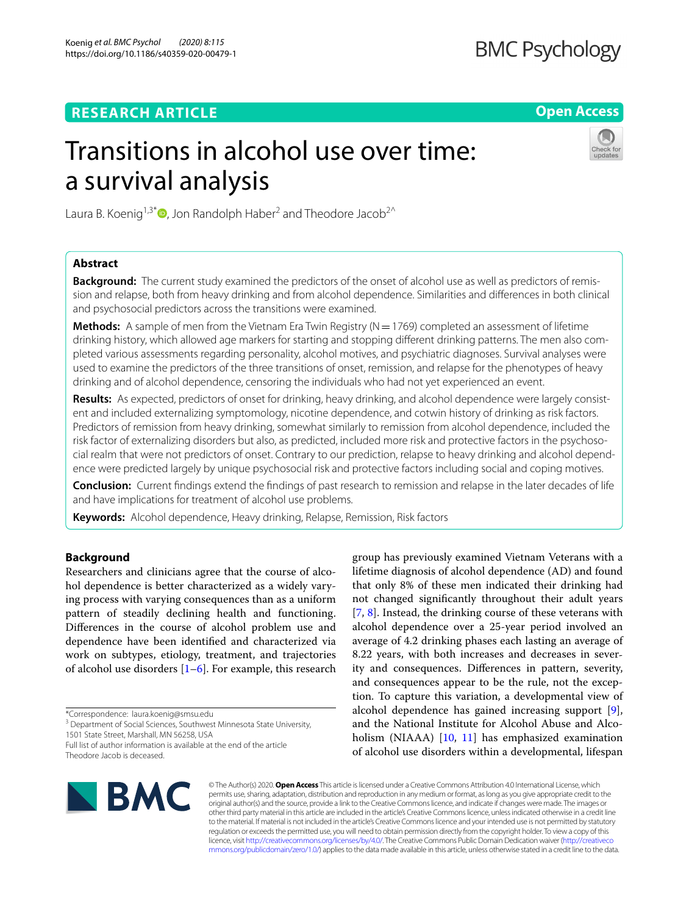RESEARCH ARTICLE

Open Access

# Transitions in alcohol use over time: a survival analysis

Laura B. Koenig[1,3*], Jon Randolph Haber[2] and Theodore Jacob[2^]

## Abstract

**Background:** The current study examined the predictors of the onset of alcohol use as well as predictors of remission and relapse, both from heavy drinking and from alcohol dependence. Similarities and differences in both clinical and psychosocial predictors across the transitions were examined.

**Methods:** A sample of men from the Vietnam Era Twin Registry (N = 1769) completed an assessment of lifetime drinking history, which allowed age markers for starting and stopping different drinking patterns. The men also completed various assessments regarding personality, alcohol motives, and psychiatric diagnoses. Survival analyses were used to examine the predictors of the three transitions of onset, remission, and relapse for the phenotypes of heavy drinking and of alcohol dependence, censoring the individuals who had not yet experienced an event.

**Results:** As expected, predictors of onset for drinking, heavy drinking, and alcohol dependence were largely consistent and included externalizing symptomology, nicotine dependence, and cotwin history of drinking as risk factors. Predictors of remission from heavy drinking, somewhat similarly to remission from alcohol dependence, included the risk factor of externalizing disorders but also, as predicted, included more risk and protective factors in the psychosocial realm that were not predictors of onset. Contrary to our prediction, relapse to heavy drinking and alcohol dependence were predicted largely by unique psychosocial risk and protective factors including social and coping motives.

**Conclusion:** Current findings extend the findings of past research to remission and relapse in the later decades of life and have implications for treatment of alcohol use problems.

**Keywords:** Alcohol dependence, Heavy drinking, Relapse, Remission, Risk factors

## Background

Researchers and clinicians agree that the course of alcohol dependence is better characterized as a widely varying process with varying consequences than as a uniform pattern of steadily declining health and functioning. Differences in the course of alcohol problem use and dependence have been identified and characterized via work on subtypes, etiology, treatment, and trajectories of alcohol use disorders [1–6]. For example, this research group has previously examined Vietnam Veterans with a lifetime diagnosis of alcohol dependence (AD) and found that only 8% of these men indicated that their drinking had not changed significantly throughout their adult years [7, 8]. Instead, the drinking course of these veterans with alcohol dependence over a 25-year period involved an average of 4.2 drinking phases each lasting an average of 8.22 years, with both increases and decreases in severity and consequences. Differences in pattern, severity, and consequences appear to be the rule, not the exception. To capture this variation, a developmental view of alcohol dependence has gained increasing support [9], and the National Institute for Alcohol Abuse and Alcoholism (NIAAA) [10, 11] has emphasized examination of alcohol use disorders within a developmental, lifespan

*Correspondence: laura.koenig@smsu.edu
[3] Department of Social Sciences, Southwest Minnesota State University, 1501 State Street, Marshall, MN 56258, USA
Full list of author information is available at the end of the article
Theodore Jacob is deceased.

© The Author(s) 2020. **Open Access** This article is licensed under a Creative Commons Attribution 4.0 International License, which permits use, sharing, adaptation, distribution and reproduction in any medium or format, as long as you give appropriate credit to the original author(s) and the source, provide a link to the Creative Commons licence, and indicate if changes were made. The images or other third party material in this article are included in the article's Creative Commons licence, unless indicated otherwise in a credit line to the material. If material is not included in the article's Creative Commons licence and your intended use is not permitted by statutory regulation or exceeds the permitted use, you will need to obtain permission directly from the copyright holder. To view a copy of this licence, visit http://creativecommons.org/licenses/by/4.0/. The Creative Commons Public Domain Dedication waiver (http://creativecommons.org/publicdomain/zero/1.0/) applies to the data made available in this article, unless otherwise stated in a credit line to the data.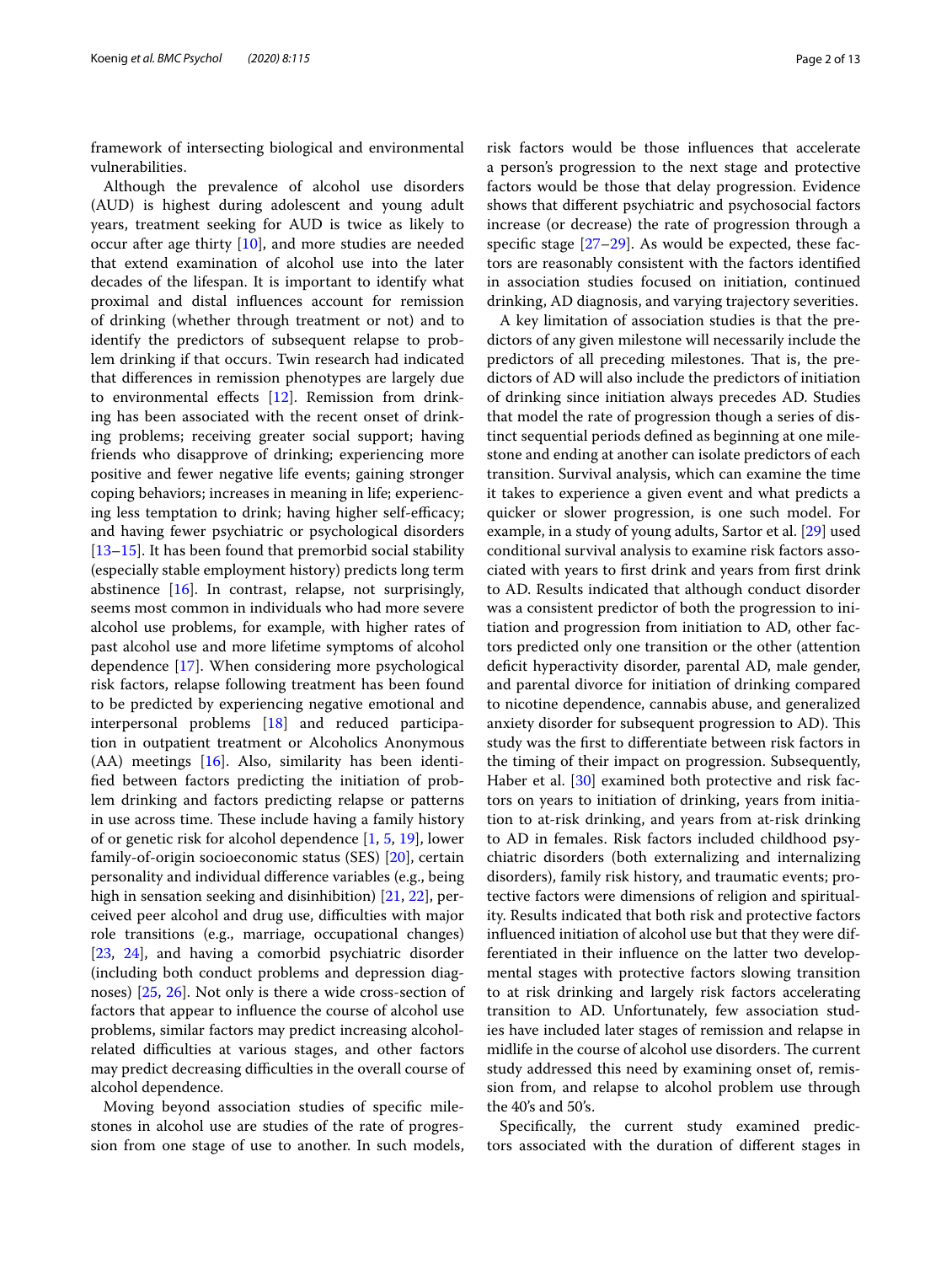framework of intersecting biological and environmental vulnerabilities.

Although the prevalence of alcohol use disorders (AUD) is highest during adolescent and young adult years, treatment seeking for AUD is twice as likely to occur after age thirty [10], and more studies are needed that extend examination of alcohol use into the later decades of the lifespan. It is important to identify what proximal and distal influences account for remission of drinking (whether through treatment or not) and to identify the predictors of subsequent relapse to problem drinking if that occurs. Twin research had indicated that differences in remission phenotypes are largely due to environmental effects [12]. Remission from drinking has been associated with the recent onset of drinking problems; receiving greater social support; having friends who disapprove of drinking; experiencing more positive and fewer negative life events; gaining stronger coping behaviors; increases in meaning in life; experiencing less temptation to drink; having higher self-efficacy; and having fewer psychiatric or psychological disorders [13–15]. It has been found that premorbid social stability (especially stable employment history) predicts long term abstinence [16]. In contrast, relapse, not surprisingly, seems most common in individuals who had more severe alcohol use problems, for example, with higher rates of past alcohol use and more lifetime symptoms of alcohol dependence [17]. When considering more psychological risk factors, relapse following treatment has been found to be predicted by experiencing negative emotional and interpersonal problems [18] and reduced participation in outpatient treatment or Alcoholics Anonymous (AA) meetings [16]. Also, similarity has been identified between factors predicting the initiation of problem drinking and factors predicting relapse or patterns in use across time. These include having a family history of or genetic risk for alcohol dependence [1, 5, 19], lower family-of-origin socioeconomic status (SES) [20], certain personality and individual difference variables (e.g., being high in sensation seeking and disinhibition) [21, 22], perceived peer alcohol and drug use, difficulties with major role transitions (e.g., marriage, occupational changes) [23, 24], and having a comorbid psychiatric disorder (including both conduct problems and depression diagnoses) [25, 26]. Not only is there a wide cross-section of factors that appear to influence the course of alcohol use problems, similar factors may predict increasing alcohol-related difficulties at various stages, and other factors may predict decreasing difficulties in the overall course of alcohol dependence.

Moving beyond association studies of specific milestones in alcohol use are studies of the rate of progression from one stage of use to another. In such models, risk factors would be those influences that accelerate a person's progression to the next stage and protective factors would be those that delay progression. Evidence shows that different psychiatric and psychosocial factors increase (or decrease) the rate of progression through a specific stage [27–29]. As would be expected, these factors are reasonably consistent with the factors identified in association studies focused on initiation, continued drinking, AD diagnosis, and varying trajectory severities.

A key limitation of association studies is that the predictors of any given milestone will necessarily include the predictors of all preceding milestones. That is, the predictors of AD will also include the predictors of initiation of drinking since initiation always precedes AD. Studies that model the rate of progression though a series of distinct sequential periods defined as beginning at one milestone and ending at another can isolate predictors of each transition. Survival analysis, which can examine the time it takes to experience a given event and what predicts a quicker or slower progression, is one such model. For example, in a study of young adults, Sartor et al. [29] used conditional survival analysis to examine risk factors associated with years to first drink and years from first drink to AD. Results indicated that although conduct disorder was a consistent predictor of both the progression to initiation and progression from initiation to AD, other factors predicted only one transition or the other (attention deficit hyperactivity disorder, parental AD, male gender, and parental divorce for initiation of drinking compared to nicotine dependence, cannabis abuse, and generalized anxiety disorder for subsequent progression to AD). This study was the first to differentiate between risk factors in the timing of their impact on progression. Subsequently, Haber et al. [30] examined both protective and risk factors on years to initiation of drinking, years from initiation to at-risk drinking, and years from at-risk drinking to AD in females. Risk factors included childhood psychiatric disorders (both externalizing and internalizing disorders), family risk history, and traumatic events; protective factors were dimensions of religion and spirituality. Results indicated that both risk and protective factors influenced initiation of alcohol use but that they were differentiated in their influence on the latter two developmental stages with protective factors slowing transition to at risk drinking and largely risk factors accelerating transition to AD. Unfortunately, few association studies have included later stages of remission and relapse in midlife in the course of alcohol use disorders. The current study addressed this need by examining onset of, remission from, and relapse to alcohol problem use through the 40's and 50's.

Specifically, the current study examined predictors associated with the duration of different stages in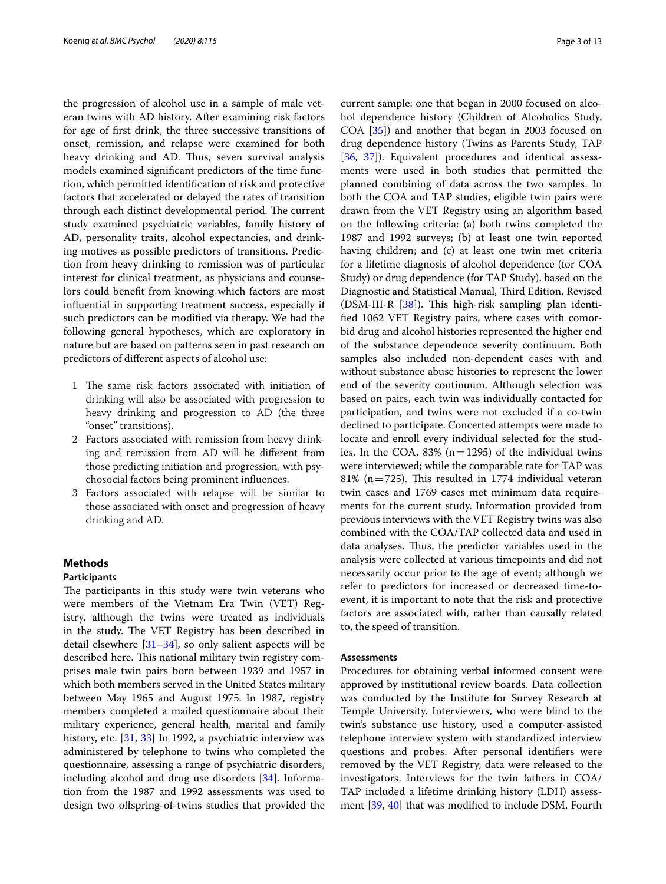the progression of alcohol use in a sample of male veteran twins with AD history. After examining risk factors for age of first drink, the three successive transitions of onset, remission, and relapse were examined for both heavy drinking and AD. Thus, seven survival analysis models examined significant predictors of the time function, which permitted identification of risk and protective factors that accelerated or delayed the rates of transition through each distinct developmental period. The current study examined psychiatric variables, family history of AD, personality traits, alcohol expectancies, and drinking motives as possible predictors of transitions. Prediction from heavy drinking to remission was of particular interest for clinical treatment, as physicians and counselors could benefit from knowing which factors are most influential in supporting treatment success, especially if such predictors can be modified via therapy. We had the following general hypotheses, which are exploratory in nature but are based on patterns seen in past research on predictors of different aspects of alcohol use:

1. The same risk factors associated with initiation of drinking will also be associated with progression to heavy drinking and progression to AD (the three "onset" transitions).
2. Factors associated with remission from heavy drinking and remission from AD will be different from those predicting initiation and progression, with psychosocial factors being prominent influences.
3. Factors associated with relapse will be similar to those associated with onset and progression of heavy drinking and AD.

## Methods

### Participants

The participants in this study were twin veterans who were members of the Vietnam Era Twin (VET) Registry, although the twins were treated as individuals in the study. The VET Registry has been described in detail elsewhere [31–34], so only salient aspects will be described here. This national military twin registry comprises male twin pairs born between 1939 and 1957 in which both members served in the United States military between May 1965 and August 1975. In 1987, registry members completed a mailed questionnaire about their military experience, general health, marital and family history, etc. [31, 33] In 1992, a psychiatric interview was administered by telephone to twins who completed the questionnaire, assessing a range of psychiatric disorders, including alcohol and drug use disorders [34]. Information from the 1987 and 1992 assessments was used to design two offspring-of-twins studies that provided the current sample: one that began in 2000 focused on alcohol dependence history (Children of Alcoholics Study, COA [35]) and another that began in 2003 focused on drug dependence history (Twins as Parents Study, TAP [36, 37]). Equivalent procedures and identical assessments were used in both studies that permitted the planned combining of data across the two samples. In both the COA and TAP studies, eligible twin pairs were drawn from the VET Registry using an algorithm based on the following criteria: (a) both twins completed the 1987 and 1992 surveys; (b) at least one twin reported having children; and (c) at least one twin met criteria for a lifetime diagnosis of alcohol dependence (for COA Study) or drug dependence (for TAP Study), based on the Diagnostic and Statistical Manual, Third Edition, Revised (DSM-III-R [38]). This high-risk sampling plan identified 1062 VET Registry pairs, where cases with comorbid drug and alcohol histories represented the higher end of the substance dependence severity continuum. Both samples also included non-dependent cases with and without substance abuse histories to represent the lower end of the severity continuum. Although selection was based on pairs, each twin was individually contacted for participation, and twins were not excluded if a co-twin declined to participate. Concerted attempts were made to locate and enroll every individual selected for the studies. In the COA, 83% (n = 1295) of the individual twins were interviewed; while the comparable rate for TAP was 81% (n = 725). This resulted in 1774 individual veteran twin cases and 1769 cases met minimum data requirements for the current study. Information provided from previous interviews with the VET Registry twins was also combined with the COA/TAP collected data and used in data analyses. Thus, the predictor variables used in the analysis were collected at various timepoints and did not necessarily occur prior to the age of event; although we refer to predictors for increased or decreased time-to-event, it is important to note that the risk and protective factors are associated with, rather than causally related to, the speed of transition.

### Assessments

Procedures for obtaining verbal informed consent were approved by institutional review boards. Data collection was conducted by the Institute for Survey Research at Temple University. Interviewers, who were blind to the twin's substance use history, used a computer-assisted telephone interview system with standardized interview questions and probes. After personal identifiers were removed by the VET Registry, data were released to the investigators. Interviews for the twin fathers in COA/TAP included a lifetime drinking history (LDH) assessment [39, 40] that was modified to include DSM, Fourth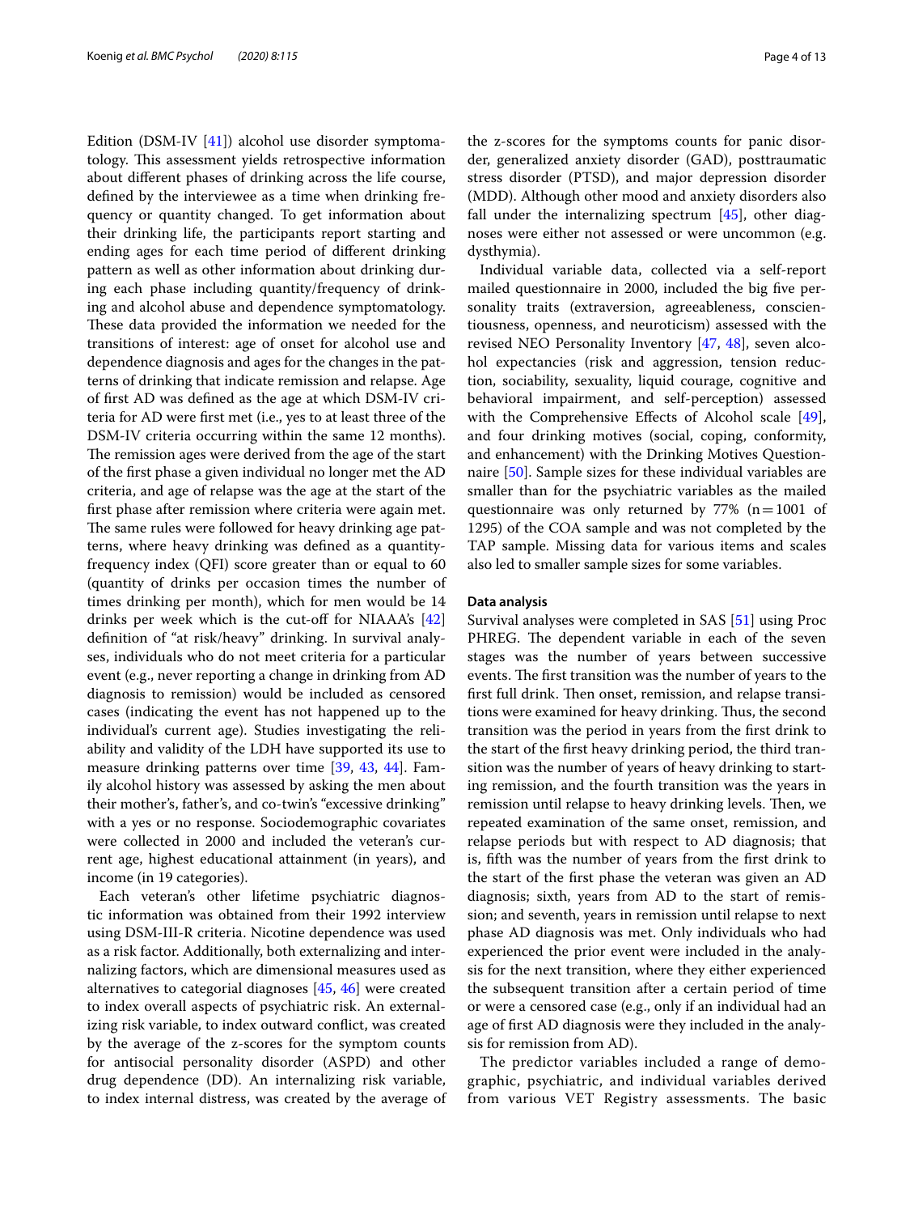Edition (DSM-IV [41]) alcohol use disorder symptomatology. This assessment yields retrospective information about different phases of drinking across the life course, defined by the interviewee as a time when drinking frequency or quantity changed. To get information about their drinking life, the participants report starting and ending ages for each time period of different drinking pattern as well as other information about drinking during each phase including quantity/frequency of drinking and alcohol abuse and dependence symptomatology. These data provided the information we needed for the transitions of interest: age of onset for alcohol use and dependence diagnosis and ages for the changes in the patterns of drinking that indicate remission and relapse. Age of first AD was defined as the age at which DSM-IV criteria for AD were first met (i.e., yes to at least three of the DSM-IV criteria occurring within the same 12 months). The remission ages were derived from the age of the start of the first phase a given individual no longer met the AD criteria, and age of relapse was the age at the start of the first phase after remission where criteria were again met. The same rules were followed for heavy drinking age patterns, where heavy drinking was defined as a quantity-frequency index (QFI) score greater than or equal to 60 (quantity of drinks per occasion times the number of times drinking per month), which for men would be 14 drinks per week which is the cut-off for NIAAA's [42] definition of "at risk/heavy" drinking. In survival analyses, individuals who do not meet criteria for a particular event (e.g., never reporting a change in drinking from AD diagnosis to remission) would be included as censored cases (indicating the event has not happened up to the individual's current age). Studies investigating the reliability and validity of the LDH have supported its use to measure drinking patterns over time [39, 43, 44]. Family alcohol history was assessed by asking the men about their mother's, father's, and co-twin's "excessive drinking" with a yes or no response. Sociodemographic covariates were collected in 2000 and included the veteran's current age, highest educational attainment (in years), and income (in 19 categories).

Each veteran's other lifetime psychiatric diagnostic information was obtained from their 1992 interview using DSM-III-R criteria. Nicotine dependence was used as a risk factor. Additionally, both externalizing and internalizing factors, which are dimensional measures used as alternatives to categorial diagnoses [45, 46] were created to index overall aspects of psychiatric risk. An externalizing risk variable, to index outward conflict, was created by the average of the z-scores for the symptom counts for antisocial personality disorder (ASPD) and other drug dependence (DD). An internalizing risk variable, to index internal distress, was created by the average of the z-scores for the symptoms counts for panic disorder, generalized anxiety disorder (GAD), posttraumatic stress disorder (PTSD), and major depression disorder (MDD). Although other mood and anxiety disorders also fall under the internalizing spectrum [45], other diagnoses were either not assessed or were uncommon (e.g. dysthymia).

Individual variable data, collected via a self-report mailed questionnaire in 2000, included the big five personality traits (extraversion, agreeableness, conscientiousness, openness, and neuroticism) assessed with the revised NEO Personality Inventory [47, 48], seven alcohol expectancies (risk and aggression, tension reduction, sociability, sexuality, liquid courage, cognitive and behavioral impairment, and self-perception) assessed with the Comprehensive Effects of Alcohol scale [49], and four drinking motives (social, coping, conformity, and enhancement) with the Drinking Motives Questionnaire [50]. Sample sizes for these individual variables are smaller than for the psychiatric variables as the mailed questionnaire was only returned by 77% (n = 1001 of 1295) of the COA sample and was not completed by the TAP sample. Missing data for various items and scales also led to smaller sample sizes for some variables.

### Data analysis

Survival analyses were completed in SAS [51] using Proc PHREG. The dependent variable in each of the seven stages was the number of years between successive events. The first transition was the number of years to the first full drink. Then onset, remission, and relapse transitions were examined for heavy drinking. Thus, the second transition was the period in years from the first drink to the start of the first heavy drinking period, the third transition was the number of years of heavy drinking to starting remission, and the fourth transition was the years in remission until relapse to heavy drinking levels. Then, we repeated examination of the same onset, remission, and relapse periods but with respect to AD diagnosis; that is, fifth was the number of years from the first drink to the start of the first phase the veteran was given an AD diagnosis; sixth, years from AD to the start of remission; and seventh, years in remission until relapse to next phase AD diagnosis was met. Only individuals who had experienced the prior event were included in the analysis for the next transition, where they either experienced the subsequent transition after a certain period of time or were a censored case (e.g., only if an individual had an age of first AD diagnosis were they included in the analysis for remission from AD).

The predictor variables included a range of demographic, psychiatric, and individual variables derived from various VET Registry assessments. The basic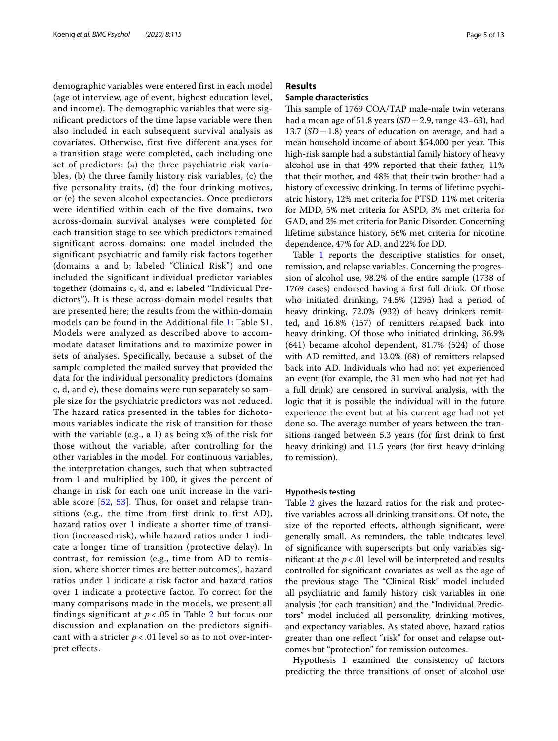demographic variables were entered first in each model (age of interview, age of event, highest education level, and income). The demographic variables that were significant predictors of the time lapse variable were then also included in each subsequent survival analysis as covariates. Otherwise, first five different analyses for a transition stage were completed, each including one set of predictors: (a) the three psychiatric risk variables, (b) the three family history risk variables, (c) the five personality traits, (d) the four drinking motives, or (e) the seven alcohol expectancies. Once predictors were identified within each of the five domains, two across-domain survival analyses were completed for each transition stage to see which predictors remained significant across domains: one model included the significant psychiatric and family risk factors together (domains a and b; labeled "Clinical Risk") and one included the significant individual predictor variables together (domains c, d, and e; labeled "Individual Predictors"). It is these across-domain model results that are presented here; the results from the within-domain models can be found in the Additional file 1: Table S1. Models were analyzed as described above to accommodate dataset limitations and to maximize power in sets of analyses. Specifically, because a subset of the sample completed the mailed survey that provided the data for the individual personality predictors (domains c, d, and e), these domains were run separately so sample size for the psychiatric predictors was not reduced. The hazard ratios presented in the tables for dichotomous variables indicate the risk of transition for those with the variable (e.g., a 1) as being x% of the risk for those without the variable, after controlling for the other variables in the model. For continuous variables, the interpretation changes, such that when subtracted from 1 and multiplied by 100, it gives the percent of change in risk for each one unit increase in the variable score [52, 53]. Thus, for onset and relapse transitions (e.g., the time from first drink to first AD), hazard ratios over 1 indicate a shorter time of transition (increased risk), while hazard ratios under 1 indicate a longer time of transition (protective delay). In contrast, for remission (e.g., time from AD to remission, where shorter times are better outcomes), hazard ratios under 1 indicate a risk factor and hazard ratios over 1 indicate a protective factor. To correct for the many comparisons made in the models, we present all findings significant at $p < .05$ in Table 2 but focus our discussion and explanation on the predictors significant with a stricter $p < .01$ level so as to not over-interpret effects.

## Results

### Sample characteristics

This sample of 1769 COA/TAP male-male twin veterans had a mean age of 51.8 years ($SD = 2.9$, range 43–63), had 13.7 ($SD = 1.8$) years of education on average, and had a mean household income of about $54,000 per year. This high-risk sample had a substantial family history of heavy alcohol use in that 49% reported that their father, 11% that their mother, and 48% that their twin brother had a history of excessive drinking. In terms of lifetime psychiatric history, 12% met criteria for PTSD, 11% met criteria for MDD, 5% met criteria for ASPD, 3% met criteria for GAD, and 2% met criteria for Panic Disorder. Concerning lifetime substance history, 56% met criteria for nicotine dependence, 47% for AD, and 22% for DD.

Table 1 reports the descriptive statistics for onset, remission, and relapse variables. Concerning the progression of alcohol use, 98.2% of the entire sample (1738 of 1769 cases) endorsed having a first full drink. Of those who initiated drinking, 74.5% (1295) had a period of heavy drinking, 72.0% (932) of heavy drinkers remitted, and 16.8% (157) of remitters relapsed back into heavy drinking. Of those who initiated drinking, 36.9% (641) became alcohol dependent, 81.7% (524) of those with AD remitted, and 13.0% (68) of remitters relapsed back into AD. Individuals who had not yet experienced an event (for example, the 31 men who had not yet had a full drink) are censored in survival analysis, with the logic that it is possible the individual will in the future experience the event but at his current age had not yet done so. The average number of years between the transitions ranged between 5.3 years (for first drink to first heavy drinking) and 11.5 years (for first heavy drinking to remission).

### Hypothesis testing

Table 2 gives the hazard ratios for the risk and protective variables across all drinking transitions. Of note, the size of the reported effects, although significant, were generally small. As reminders, the table indicates level of significance with superscripts but only variables significant at the $p < .01$ level will be interpreted and results controlled for significant covariates as well as the age of the previous stage. The "Clinical Risk" model included all psychiatric and family history risk variables in one analysis (for each transition) and the "Individual Predictors" model included all personality, drinking motives, and expectancy variables. As stated above, hazard ratios greater than one reflect "risk" for onset and relapse outcomes but "protection" for remission outcomes.

Hypothesis 1 examined the consistency of factors predicting the three transitions of onset of alcohol use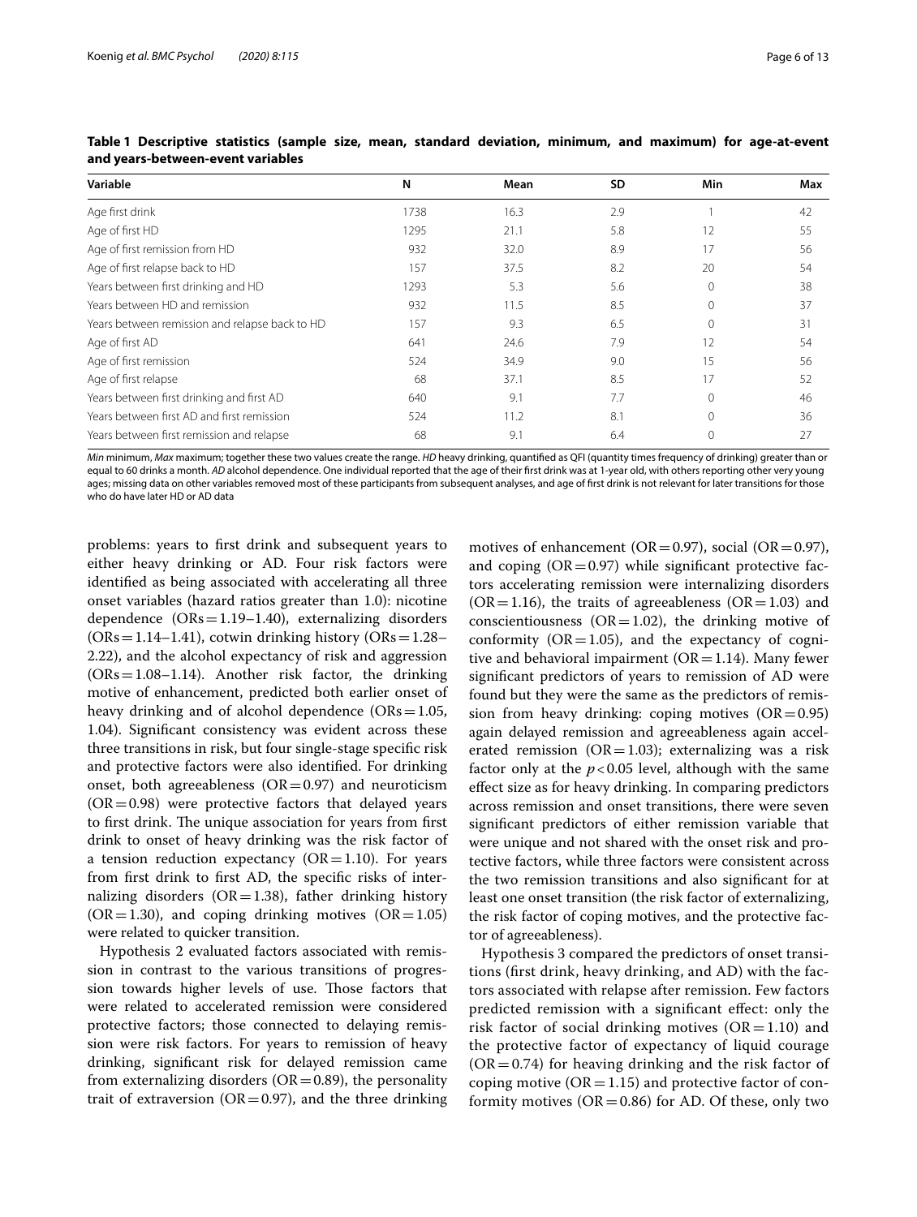**Table 1 Descriptive statistics (sample size, mean, standard deviation, minimum, and maximum) for age-at-event and years-between-event variables**

| Variable | N | Mean | SD | Min | Max |
|---|---|---|---|---|---|
| Age first drink | 1738 | 16.3 | 2.9 | 1 | 42 |
| Age of first HD | 1295 | 21.1 | 5.8 | 12 | 55 |
| Age of first remission from HD | 932 | 32.0 | 8.9 | 17 | 56 |
| Age of first relapse back to HD | 157 | 37.5 | 8.2 | 20 | 54 |
| Years between first drinking and HD | 1293 | 5.3 | 5.6 | 0 | 38 |
| Years between HD and remission | 932 | 11.5 | 8.5 | 0 | 37 |
| Years between remission and relapse back to HD | 157 | 9.3 | 6.5 | 0 | 31 |
| Age of first AD | 641 | 24.6 | 7.9 | 12 | 54 |
| Age of first remission | 524 | 34.9 | 9.0 | 15 | 56 |
| Age of first relapse | 68 | 37.1 | 8.5 | 17 | 52 |
| Years between first drinking and first AD | 640 | 9.1 | 7.7 | 0 | 46 |
| Years between first AD and first remission | 524 | 11.2 | 8.1 | 0 | 36 |
| Years between first remission and relapse | 68 | 9.1 | 6.4 | 0 | 27 |

*Min* minimum, *Max* maximum; together these two values create the range. *HD* heavy drinking, quantified as QFI (quantity times frequency of drinking) greater than or equal to 60 drinks a month. *AD* alcohol dependence. One individual reported that the age of their first drink was at 1-year old, with others reporting other very young ages; missing data on other variables removed most of these participants from subsequent analyses, and age of first drink is not relevant for later transitions for those who do have later HD or AD data

problems: years to first drink and subsequent years to either heavy drinking or AD. Four risk factors were identified as being associated with accelerating all three onset variables (hazard ratios greater than 1.0): nicotine dependence (ORs = 1.19–1.40), externalizing disorders (ORs = 1.14–1.41), cotwin drinking history (ORs = 1.28–2.22), and the alcohol expectancy of risk and aggression (ORs = 1.08–1.14). Another risk factor, the drinking motive of enhancement, predicted both earlier onset of heavy drinking and of alcohol dependence (ORs = 1.05, 1.04). Significant consistency was evident across these three transitions in risk, but four single-stage specific risk and protective factors were also identified. For drinking onset, both agreeableness (OR = 0.97) and neuroticism (OR = 0.98) were protective factors that delayed years to first drink. The unique association for years from first drink to onset of heavy drinking was the risk factor of a tension reduction expectancy (OR = 1.10). For years from first drink to first AD, the specific risks of internalizing disorders (OR = 1.38), father drinking history (OR = 1.30), and coping drinking motives (OR = 1.05) were related to quicker transition.

Hypothesis 2 evaluated factors associated with remission in contrast to the various transitions of progression towards higher levels of use. Those factors that were related to accelerated remission were considered protective factors; those connected to delaying remission were risk factors. For years to remission of heavy drinking, significant risk for delayed remission came from externalizing disorders (OR = 0.89), the personality trait of extraversion (OR = 0.97), and the three drinking motives of enhancement (OR = 0.97), social (OR = 0.97), and coping (OR = 0.97) while significant protective factors accelerating remission were internalizing disorders (OR = 1.16), the traits of agreeableness (OR = 1.03) and conscientiousness (OR = 1.02), the drinking motive of conformity (OR = 1.05), and the expectancy of cognitive and behavioral impairment (OR = 1.14). Many fewer significant predictors of years to remission of AD were found but they were the same as the predictors of remission from heavy drinking: coping motives (OR = 0.95) again delayed remission and agreeableness again accelerated remission (OR = 1.03); externalizing was a risk factor only at the $p < 0.05$ level, although with the same effect size as for heavy drinking. In comparing predictors across remission and onset transitions, there were seven significant predictors of either remission variable that were unique and not shared with the onset risk and protective factors, while three factors were consistent across the two remission transitions and also significant for at least one onset transition (the risk factor of externalizing, the risk factor of coping motives, and the protective factor of agreeableness).

Hypothesis 3 compared the predictors of onset transitions (first drink, heavy drinking, and AD) with the factors associated with relapse after remission. Few factors predicted remission with a significant effect: only the risk factor of social drinking motives (OR = 1.10) and the protective factor of expectancy of liquid courage (OR = 0.74) for heaving drinking and the risk factor of coping motive (OR = 1.15) and protective factor of conformity motives (OR = 0.86) for AD. Of these, only two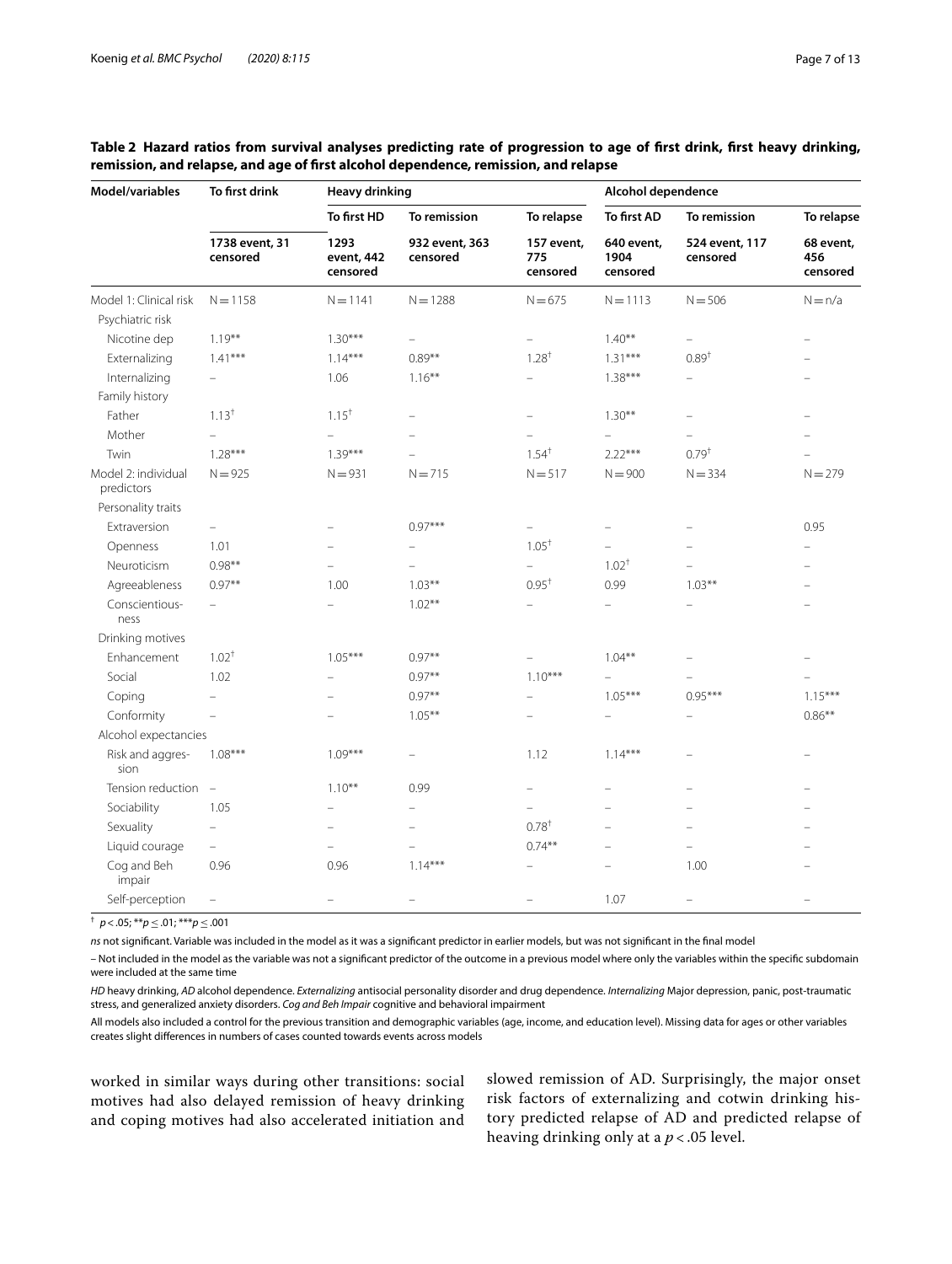**Table 2 Hazard ratios from survival analyses predicting rate of progression to age of first drink, first heavy drinking, remission, and relapse, and age of first alcohol dependence, remission, and relapse**

| Model/variables | To first drink | Heavy drinking | | | Alcohol dependence | | |
|---|---|---|---|---|---|---|---|
| | | To first HD | To remission | To relapse | To first AD | To remission | To relapse |
| | 1738 event, 31 censored | 1293 event, 442 censored | 932 event, 363 censored | 157 event, 775 censored | 640 event, 1904 censored | 524 event, 117 censored | 68 event, 456 censored |
| Model 1: Clinical risk | N = 1158 | N = 1141 | N = 1288 | N = 675 | N = 1113 | N = 506 | N = n/a |
| Psychiatric risk | | | | | | | |
| Nicotine dep | 1.19** | 1.30*** | – | – | 1.40** | – | – |
| Externalizing | 1.41*** | 1.14*** | 0.89** | 1.28† | 1.31*** | 0.89† | – |
| Internalizing | – | 1.06 | 1.16** | – | 1.38*** | – | – |
| Family history | | | | | | | |
| Father | 1.13† | 1.15† | – | – | 1.30** | – | – |
| Mother | – | – | – | – | – | – | – |
| Twin | 1.28*** | 1.39*** | – | 1.54† | 2.22*** | 0.79† | – |
| Model 2: individual predictors | N = 925 | N = 931 | N = 715 | N = 517 | N = 900 | N = 334 | N = 279 |
| Personality traits | | | | | | | |
| Extraversion | – | – | 0.97*** | – | – | – | 0.95 |
| Openness | 1.01 | – | – | 1.05† | – | – | – |
| Neuroticism | 0.98** | – | – | – | 1.02† | – | – |
| Agreeableness | 0.97** | 1.00 | 1.03** | 0.95† | 0.99 | 1.03** | – |
| Conscientiousness | – | – | 1.02** | – | – | – | – |
| Drinking motives | | | | | | | |
| Enhancement | 1.02† | 1.05*** | 0.97** | – | 1.04** | – | – |
| Social | 1.02 | – | 0.97** | 1.10*** | – | – | – |
| Coping | – | – | 0.97** | – | 1.05*** | 0.95*** | 1.15*** |
| Conformity | – | – | 1.05** | – | – | – | 0.86** |
| Alcohol expectancies | | | | | | | |
| Risk and aggression | 1.08*** | 1.09*** | – | 1.12 | 1.14*** | – | – |
| Tension reduction | – | 1.10** | 0.99 | – | – | – | – |
| Sociability | 1.05 | – | – | – | – | – | – |
| Sexuality | – | – | – | 0.78† | – | – | – |
| Liquid courage | – | – | – | 0.74** | – | – | – |
| Cog and Beh impair | 0.96 | 0.96 | 1.14*** | – | – | 1.00 | – |
| Self-perception | – | – | – | – | 1.07 | – | – |

† $p < .05$; ** $p \leq .01$; *** $p \leq .001$

*ns* not significant. Variable was included in the model as it was a significant predictor in earlier models, but was not significant in the final model

– Not included in the model as the variable was not a significant predictor of the outcome in a previous model where only the variables within the specific subdomain were included at the same time

*HD* heavy drinking, *AD* alcohol dependence. *Externalizing* antisocial personality disorder and drug dependence. *Internalizing* Major depression, panic, post-traumatic stress, and generalized anxiety disorders. *Cog and Beh Impair* cognitive and behavioral impairment

All models also included a control for the previous transition and demographic variables (age, income, and education level). Missing data for ages or other variables creates slight differences in numbers of cases counted towards events across models

worked in similar ways during other transitions: social motives had also delayed remission of heavy drinking and coping motives had also accelerated initiation and slowed remission of AD. Surprisingly, the major onset risk factors of externalizing and cotwin drinking history predicted relapse of AD and predicted relapse of heaving drinking only at a $p < .05$ level.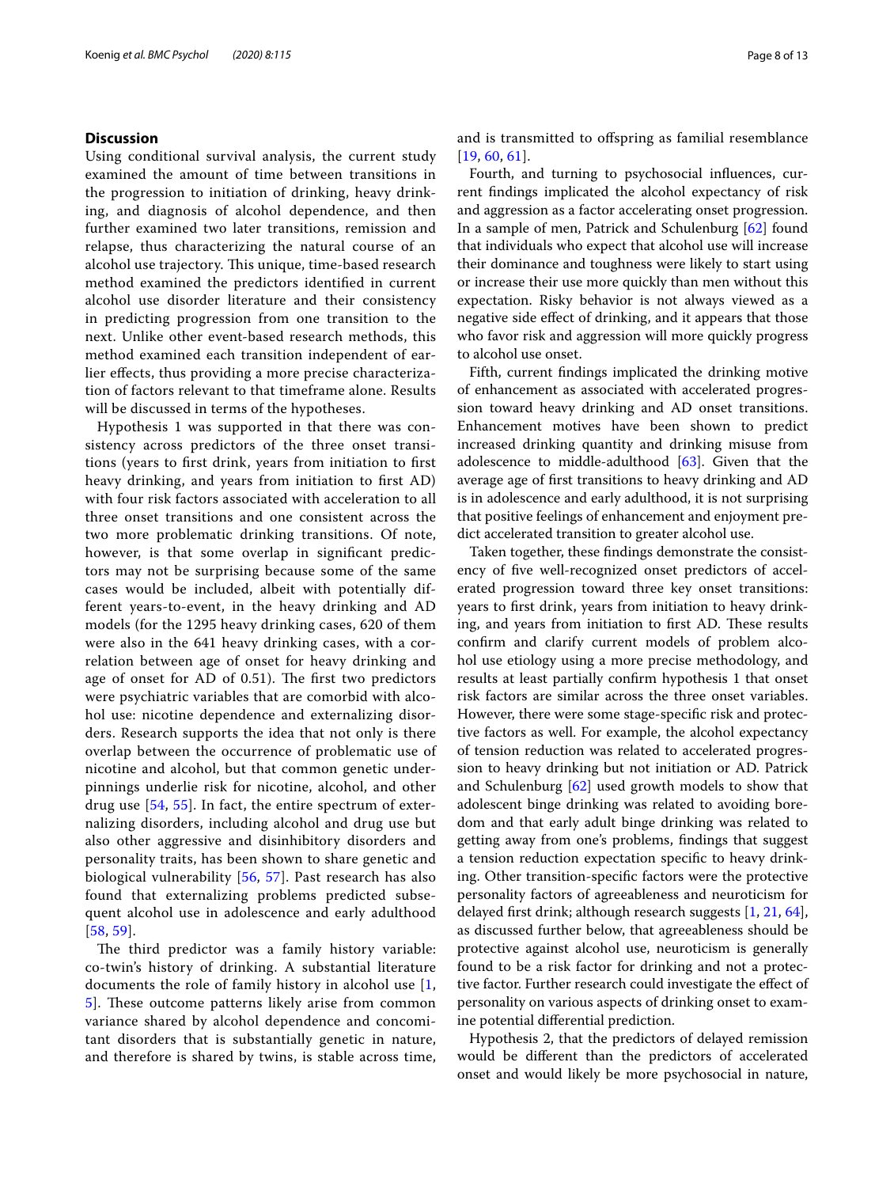## Discussion

Using conditional survival analysis, the current study examined the amount of time between transitions in the progression to initiation of drinking, heavy drinking, and diagnosis of alcohol dependence, and then further examined two later transitions, remission and relapse, thus characterizing the natural course of an alcohol use trajectory. This unique, time-based research method examined the predictors identified in current alcohol use disorder literature and their consistency in predicting progression from one transition to the next. Unlike other event-based research methods, this method examined each transition independent of earlier effects, thus providing a more precise characterization of factors relevant to that timeframe alone. Results will be discussed in terms of the hypotheses.

Hypothesis 1 was supported in that there was consistency across predictors of the three onset transitions (years to first drink, years from initiation to first heavy drinking, and years from initiation to first AD) with four risk factors associated with acceleration to all three onset transitions and one consistent across the two more problematic drinking transitions. Of note, however, is that some overlap in significant predictors may not be surprising because some of the same cases would be included, albeit with potentially different years-to-event, in the heavy drinking and AD models (for the 1295 heavy drinking cases, 620 of them were also in the 641 heavy drinking cases, with a correlation between age of onset for heavy drinking and age of onset for AD of 0.51). The first two predictors were psychiatric variables that are comorbid with alcohol use: nicotine dependence and externalizing disorders. Research supports the idea that not only is there overlap between the occurrence of problematic use of nicotine and alcohol, but that common genetic underpinnings underlie risk for nicotine, alcohol, and other drug use [54, 55]. In fact, the entire spectrum of externalizing disorders, including alcohol and drug use but also other aggressive and disinhibitory disorders and personality traits, has been shown to share genetic and biological vulnerability [56, 57]. Past research has also found that externalizing problems predicted subsequent alcohol use in adolescence and early adulthood [58, 59].

The third predictor was a family history variable: co-twin's history of drinking. A substantial literature documents the role of family history in alcohol use [1, 5]. These outcome patterns likely arise from common variance shared by alcohol dependence and concomitant disorders that is substantially genetic in nature, and therefore is shared by twins, is stable across time, and is transmitted to offspring as familial resemblance [19, 60, 61].

Fourth, and turning to psychosocial influences, current findings implicated the alcohol expectancy of risk and aggression as a factor accelerating onset progression. In a sample of men, Patrick and Schulenburg [62] found that individuals who expect that alcohol use will increase their dominance and toughness were likely to start using or increase their use more quickly than men without this expectation. Risky behavior is not always viewed as a negative side effect of drinking, and it appears that those who favor risk and aggression will more quickly progress to alcohol use onset.

Fifth, current findings implicated the drinking motive of enhancement as associated with accelerated progression toward heavy drinking and AD onset transitions. Enhancement motives have been shown to predict increased drinking quantity and drinking misuse from adolescence to middle-adulthood [63]. Given that the average age of first transitions to heavy drinking and AD is in adolescence and early adulthood, it is not surprising that positive feelings of enhancement and enjoyment predict accelerated transition to greater alcohol use.

Taken together, these findings demonstrate the consistency of five well-recognized onset predictors of accelerated progression toward three key onset transitions: years to first drink, years from initiation to heavy drinking, and years from initiation to first AD. These results confirm and clarify current models of problem alcohol use etiology using a more precise methodology, and results at least partially confirm hypothesis 1 that onset risk factors are similar across the three onset variables. However, there were some stage-specific risk and protective factors as well. For example, the alcohol expectancy of tension reduction was related to accelerated progression to heavy drinking but not initiation or AD. Patrick and Schulenburg [62] used growth models to show that adolescent binge drinking was related to avoiding boredom and that early adult binge drinking was related to getting away from one's problems, findings that suggest a tension reduction expectation specific to heavy drinking. Other transition-specific factors were the protective personality factors of agreeableness and neuroticism for delayed first drink; although research suggests [1, 21, 64], as discussed further below, that agreeableness should be protective against alcohol use, neuroticism is generally found to be a risk factor for drinking and not a protective factor. Further research could investigate the effect of personality on various aspects of drinking onset to examine potential differential prediction.

Hypothesis 2, that the predictors of delayed remission would be different than the predictors of accelerated onset and would likely be more psychosocial in nature,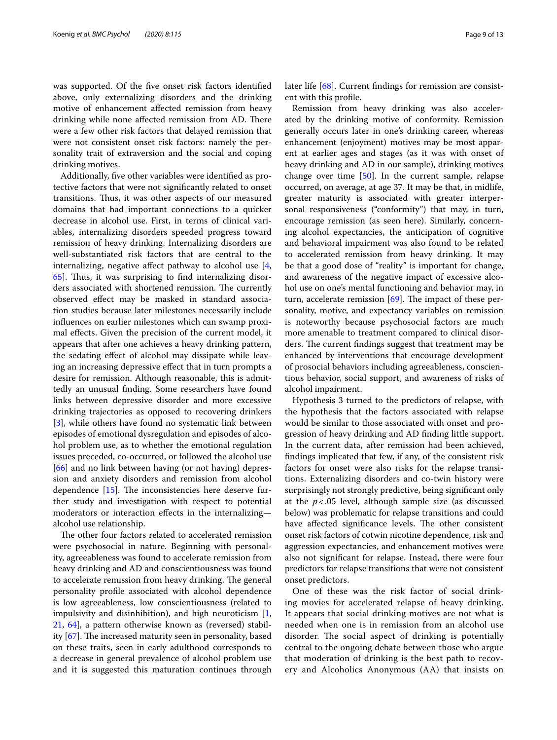was supported. Of the five onset risk factors identified above, only externalizing disorders and the drinking motive of enhancement affected remission from heavy drinking while none affected remission from AD. There were a few other risk factors that delayed remission that were not consistent onset risk factors: namely the personality trait of extraversion and the social and coping drinking motives.

Additionally, five other variables were identified as protective factors that were not significantly related to onset transitions. Thus, it was other aspects of our measured domains that had important connections to a quicker decrease in alcohol use. First, in terms of clinical variables, internalizing disorders speeded progress toward remission of heavy drinking. Internalizing disorders are well-substantiated risk factors that are central to the internalizing, negative affect pathway to alcohol use [4, 65]. Thus, it was surprising to find internalizing disorders associated with shortened remission. The currently observed effect may be masked in standard association studies because later milestones necessarily include influences on earlier milestones which can swamp proximal effects. Given the precision of the current model, it appears that after one achieves a heavy drinking pattern, the sedating effect of alcohol may dissipate while leaving an increasing depressive effect that in turn prompts a desire for remission. Although reasonable, this is admittedly an unusual finding. Some researchers have found links between depressive disorder and more excessive drinking trajectories as opposed to recovering drinkers [3], while others have found no systematic link between episodes of emotional dysregulation and episodes of alcohol problem use, as to whether the emotional regulation issues preceded, co-occurred, or followed the alcohol use [66] and no link between having (or not having) depression and anxiety disorders and remission from alcohol dependence [15]. The inconsistencies here deserve further study and investigation with respect to potential moderators or interaction effects in the internalizing—alcohol use relationship.

The other four factors related to accelerated remission were psychosocial in nature. Beginning with personality, agreeableness was found to accelerate remission from heavy drinking and AD and conscientiousness was found to accelerate remission from heavy drinking. The general personality profile associated with alcohol dependence is low agreeableness, low conscientiousness (related to impulsivity and disinhibition), and high neuroticism [1, 21, 64], a pattern otherwise known as (reversed) stability [67]. The increased maturity seen in personality, based on these traits, seen in early adulthood corresponds to a decrease in general prevalence of alcohol problem use and it is suggested this maturation continues through later life [68]. Current findings for remission are consistent with this profile.

Remission from heavy drinking was also accelerated by the drinking motive of conformity. Remission generally occurs later in one's drinking career, whereas enhancement (enjoyment) motives may be most apparent at earlier ages and stages (as it was with onset of heavy drinking and AD in our sample), drinking motives change over time [50]. In the current sample, relapse occurred, on average, at age 37. It may be that, in midlife, greater maturity is associated with greater interpersonal responsiveness ("conformity") that may, in turn, encourage remission (as seen here). Similarly, concerning alcohol expectancies, the anticipation of cognitive and behavioral impairment was also found to be related to accelerated remission from heavy drinking. It may be that a good dose of "reality" is important for change, and awareness of the negative impact of excessive alcohol use on one's mental functioning and behavior may, in turn, accelerate remission [69]. The impact of these personality, motive, and expectancy variables on remission is noteworthy because psychosocial factors are much more amenable to treatment compared to clinical disorders. The current findings suggest that treatment may be enhanced by interventions that encourage development of prosocial behaviors including agreeableness, conscientious behavior, social support, and awareness of risks of alcohol impairment.

Hypothesis 3 turned to the predictors of relapse, with the hypothesis that the factors associated with relapse would be similar to those associated with onset and progression of heavy drinking and AD finding little support. In the current data, after remission had been achieved, findings implicated that few, if any, of the consistent risk factors for onset were also risks for the relapse transitions. Externalizing disorders and co-twin history were surprisingly not strongly predictive, being significant only at the $p<.05$ level, although sample size (as discussed below) was problematic for relapse transitions and could have affected significance levels. The other consistent onset risk factors of cotwin nicotine dependence, risk and aggression expectancies, and enhancement motives were also not significant for relapse. Instead, there were four predictors for relapse transitions that were not consistent onset predictors.

One of these was the risk factor of social drinking movies for accelerated relapse of heavy drinking. It appears that social drinking motives are not what is needed when one is in remission from an alcohol use disorder. The social aspect of drinking is potentially central to the ongoing debate between those who argue that moderation of drinking is the best path to recovery and Alcoholics Anonymous (AA) that insists on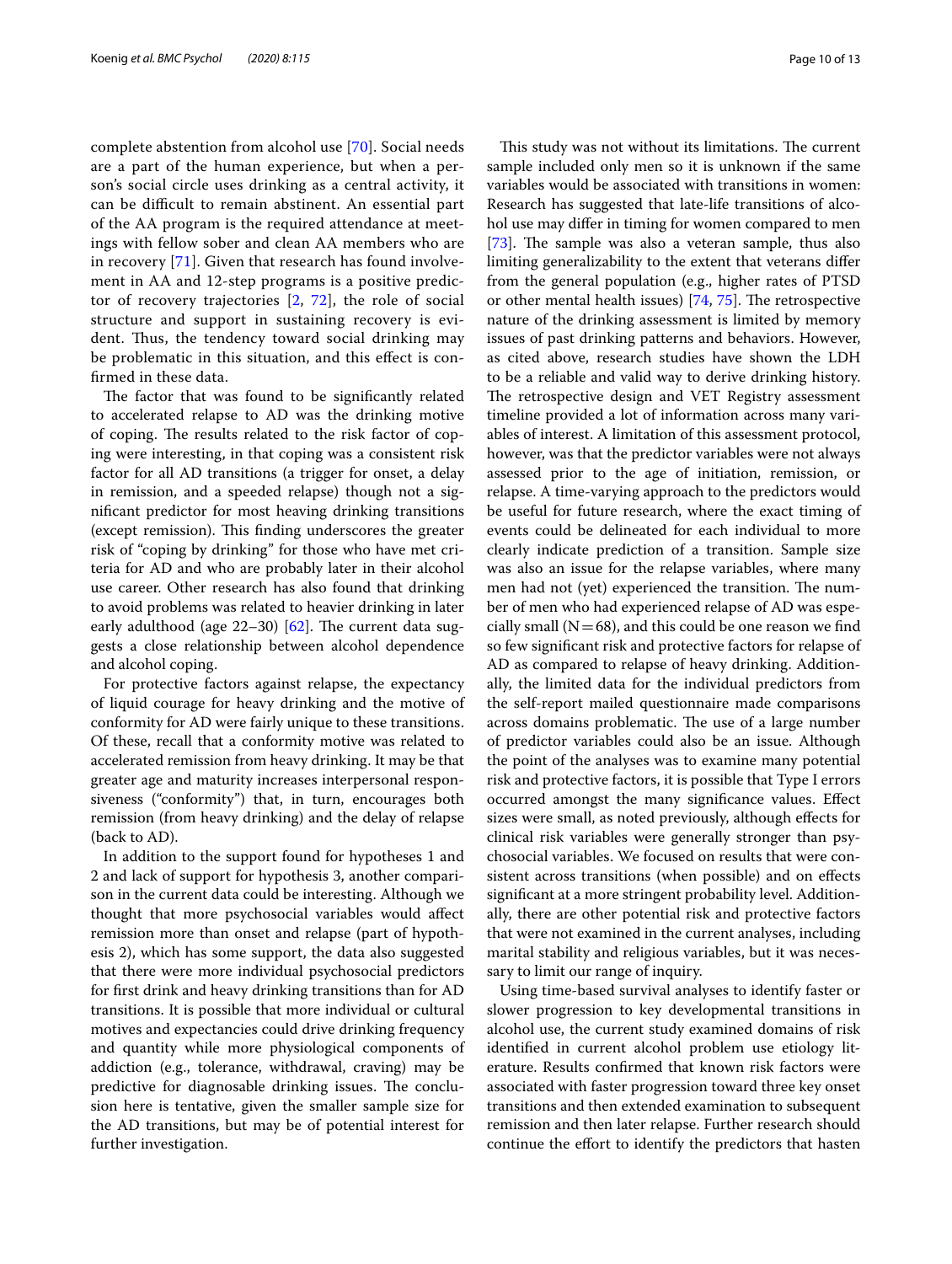complete abstention from alcohol use [70]. Social needs are a part of the human experience, but when a person's social circle uses drinking as a central activity, it can be difficult to remain abstinent. An essential part of the AA program is the required attendance at meetings with fellow sober and clean AA members who are in recovery [71]. Given that research has found involvement in AA and 12-step programs is a positive predictor of recovery trajectories [2, 72], the role of social structure and support in sustaining recovery is evident. Thus, the tendency toward social drinking may be problematic in this situation, and this effect is confirmed in these data.

The factor that was found to be significantly related to accelerated relapse to AD was the drinking motive of coping. The results related to the risk factor of coping were interesting, in that coping was a consistent risk factor for all AD transitions (a trigger for onset, a delay in remission, and a speeded relapse) though not a significant predictor for most heaving drinking transitions (except remission). This finding underscores the greater risk of "coping by drinking" for those who have met criteria for AD and who are probably later in their alcohol use career. Other research has also found that drinking to avoid problems was related to heavier drinking in later early adulthood (age 22–30) [62]. The current data suggests a close relationship between alcohol dependence and alcohol coping.

For protective factors against relapse, the expectancy of liquid courage for heavy drinking and the motive of conformity for AD were fairly unique to these transitions. Of these, recall that a conformity motive was related to accelerated remission from heavy drinking. It may be that greater age and maturity increases interpersonal responsiveness ("conformity") that, in turn, encourages both remission (from heavy drinking) and the delay of relapse (back to AD).

In addition to the support found for hypotheses 1 and 2 and lack of support for hypothesis 3, another comparison in the current data could be interesting. Although we thought that more psychosocial variables would affect remission more than onset and relapse (part of hypothesis 2), which has some support, the data also suggested that there were more individual psychosocial predictors for first drink and heavy drinking transitions than for AD transitions. It is possible that more individual or cultural motives and expectancies could drive drinking frequency and quantity while more physiological components of addiction (e.g., tolerance, withdrawal, craving) may be predictive for diagnosable drinking issues. The conclusion here is tentative, given the smaller sample size for the AD transitions, but may be of potential interest for further investigation.

This study was not without its limitations. The current sample included only men so it is unknown if the same variables would be associated with transitions in women: Research has suggested that late-life transitions of alcohol use may differ in timing for women compared to men [73]. The sample was also a veteran sample, thus also limiting generalizability to the extent that veterans differ from the general population (e.g., higher rates of PTSD or other mental health issues) [74, 75]. The retrospective nature of the drinking assessment is limited by memory issues of past drinking patterns and behaviors. However, as cited above, research studies have shown the LDH to be a reliable and valid way to derive drinking history. The retrospective design and VET Registry assessment timeline provided a lot of information across many variables of interest. A limitation of this assessment protocol, however, was that the predictor variables were not always assessed prior to the age of initiation, remission, or relapse. A time-varying approach to the predictors would be useful for future research, where the exact timing of events could be delineated for each individual to more clearly indicate prediction of a transition. Sample size was also an issue for the relapse variables, where many men had not (yet) experienced the transition. The number of men who had experienced relapse of AD was especially small ($N=68$), and this could be one reason we find so few significant risk and protective factors for relapse of AD as compared to relapse of heavy drinking. Additionally, the limited data for the individual predictors from the self-report mailed questionnaire made comparisons across domains problematic. The use of a large number of predictor variables could also be an issue. Although the point of the analyses was to examine many potential risk and protective factors, it is possible that Type I errors occurred amongst the many significance values. Effect sizes were small, as noted previously, although effects for clinical risk variables were generally stronger than psychosocial variables. We focused on results that were consistent across transitions (when possible) and on effects significant at a more stringent probability level. Additionally, there are other potential risk and protective factors that were not examined in the current analyses, including marital stability and religious variables, but it was necessary to limit our range of inquiry.

Using time-based survival analyses to identify faster or slower progression to key developmental transitions in alcohol use, the current study examined domains of risk identified in current alcohol problem use etiology literature. Results confirmed that known risk factors were associated with faster progression toward three key onset transitions and then extended examination to subsequent remission and then later relapse. Further research should continue the effort to identify the predictors that hasten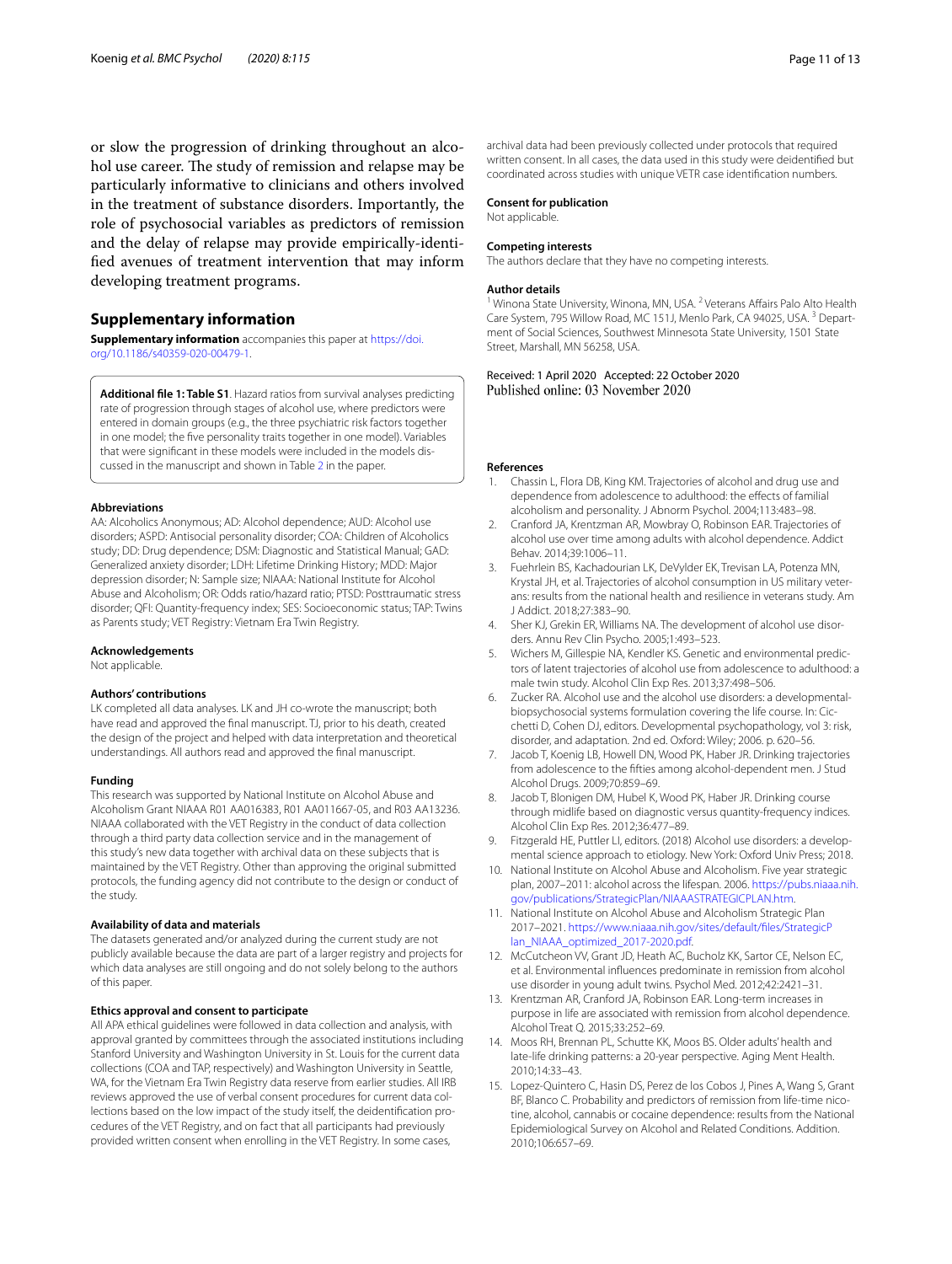or slow the progression of drinking throughout an alcohol use career. The study of remission and relapse may be particularly informative to clinicians and others involved in the treatment of substance disorders. Importantly, the role of psychosocial variables as predictors of remission and the delay of relapse may provide empirically-identified avenues of treatment intervention that may inform developing treatment programs.

## Supplementary information

**Supplementary information** accompanies this paper at https://doi.org/10.1186/s40359-020-00479-1.

**Additional file 1: Table S1**. Hazard ratios from survival analyses predicting rate of progression through stages of alcohol use, where predictors were entered in domain groups (e.g., the three psychiatric risk factors together in one model; the five personality traits together in one model). Variables that were significant in these models were included in the models discussed in the manuscript and shown in Table 2 in the paper.

#### Abbreviations

AA: Alcoholics Anonymous; AD: Alcohol dependence; AUD: Alcohol use disorders; ASPD: Antisocial personality disorder; COA: Children of Alcoholics study; DD: Drug dependence; DSM: Diagnostic and Statistical Manual; GAD: Generalized anxiety disorder; LDH: Lifetime Drinking History; MDD: Major depression disorder; N: Sample size; NIAAA: National Institute for Alcohol Abuse and Alcoholism; OR: Odds ratio/hazard ratio; PTSD: Posttraumatic stress disorder; QFI: Quantity-frequency index; SES: Socioeconomic status; TAP: Twins as Parents study; VET Registry: Vietnam Era Twin Registry.

#### Acknowledgements

Not applicable.

#### Authors' contributions

LK completed all data analyses. LK and JH co-wrote the manuscript; both have read and approved the final manuscript. TJ, prior to his death, created the design of the project and helped with data interpretation and theoretical understandings. All authors read and approved the final manuscript.

#### Funding

This research was supported by National Institute on Alcohol Abuse and Alcoholism Grant NIAAA R01 AA016383, R01 AA011667-05, and R03 AA13236. NIAAA collaborated with the VET Registry in the conduct of data collection through a third party data collection service and in the management of this study's new data together with archival data on these subjects that is maintained by the VET Registry. Other than approving the original submitted protocols, the funding agency did not contribute to the design or conduct of the study.

#### Availability of data and materials

The datasets generated and/or analyzed during the current study are not publicly available because the data are part of a larger registry and projects for which data analyses are still ongoing and do not solely belong to the authors of this paper.

#### Ethics approval and consent to participate

All APA ethical guidelines were followed in data collection and analysis, with approval granted by committees through the associated institutions including Stanford University and Washington University in St. Louis for the current data collections (COA and TAP, respectively) and Washington University in Seattle, WA, for the Vietnam Era Twin Registry data reserve from earlier studies. All IRB reviews approved the use of verbal consent procedures for current data collections based on the low impact of the study itself, the deidentification procedures of the VET Registry, and on fact that all participants had previously provided written consent when enrolling in the VET Registry. In some cases, archival data had been previously collected under protocols that required written consent. In all cases, the data used in this study were deidentified but coordinated across studies with unique VETR case identification numbers.

#### Consent for publication

Not applicable.

#### Competing interests

The authors declare that they have no competing interests.

#### Author details

[1] Winona State University, Winona, MN, USA. [2] Veterans Affairs Palo Alto Health Care System, 795 Willow Road, MC 151J, Menlo Park, CA 94025, USA. [3] Department of Social Sciences, Southwest Minnesota State University, 1501 State Street, Marshall, MN 56258, USA.

Received: 1 April 2020 Accepted: 22 October 2020
Published online: 03 November 2020

#### References

1. Chassin L, Flora DB, King KM. Trajectories of alcohol and drug use and dependence from adolescence to adulthood: the effects of familial alcoholism and personality. J Abnorm Psychol. 2004;113:483–98.
2. Cranford JA, Krentzman AR, Mowbray O, Robinson EAR. Trajectories of alcohol use over time among adults with alcohol dependence. Addict Behav. 2014;39:1006–11.
3. Fuehrlein BS, Kachadourian LK, DeVylder EK, Trevisan LA, Potenza MN, Krystal JH, et al. Trajectories of alcohol consumption in US military veterans: results from the national health and resilience in veterans study. Am J Addict. 2018;27:383–90.
4. Sher KJ, Grekin ER, Williams NA. The development of alcohol use disorders. Annu Rev Clin Psycho. 2005;1:493–523.
5. Wichers M, Gillespie NA, Kendler KS. Genetic and environmental predictors of latent trajectories of alcohol use from adolescence to adulthood: a male twin study. Alcohol Clin Exp Res. 2013;37:498–506.
6. Zucker RA. Alcohol use and the alcohol use disorders: a developmental-biopsychosocial systems formulation covering the life course. In: Cicchetti D, Cohen DJ, editors. Developmental psychopathology, vol 3: risk, disorder, and adaptation. 2nd ed. Oxford: Wiley; 2006. p. 620–56.
7. Jacob T, Koenig LB, Howell DN, Wood PK, Haber JR. Drinking trajectories from adolescence to the fifties among alcohol-dependent men. J Stud Alcohol Drugs. 2009;70:859–69.
8. Jacob T, Blonigen DM, Hubel K, Wood PK, Haber JR. Drinking course through midlife based on diagnostic versus quantity-frequency indices. Alcohol Clin Exp Res. 2012;36:477–89.
9. Fitzgerald HE, Puttler LI, editors. (2018) Alcohol use disorders: a developmental science approach to etiology. New York: Oxford Univ Press; 2018.
10. National Institute on Alcohol Abuse and Alcoholism. Five year strategic plan, 2007–2011: alcohol across the lifespan. 2006. https://pubs.niaaa.nih.gov/publications/StrategicPlan/NIAAASTRATEGICPLAN.htm.
11. National Institute on Alcohol Abuse and Alcoholism Strategic Plan 2017–2021. https://www.niaaa.nih.gov/sites/default/files/StrategicPlan_NIAAA_optimized_2017-2020.pdf.
12. McCutcheon VV, Grant JD, Heath AC, Bucholz KK, Sartor CE, Nelson EC, et al. Environmental influences predominate in remission from alcohol use disorder in young adult twins. Psychol Med. 2012;42:2421–31.
13. Krentzman AR, Cranford JA, Robinson EAR. Long-term increases in purpose in life are associated with remission from alcohol dependence. Alcohol Treat Q. 2015;33:252–69.
14. Moos RH, Brennan PL, Schutte KK, Moos BS. Older adults' health and late-life drinking patterns: a 20-year perspective. Aging Ment Health. 2010;14:33–43.
15. Lopez-Quintero C, Hasin DS, Perez de los Cobos J, Pines A, Wang S, Grant BF, Blanco C. Probability and predictors of remission from life-time nicotine, alcohol, cannabis or cocaine dependence: results from the National Epidemiological Survey on Alcohol and Related Conditions. Addiction. 2010;106:657–69.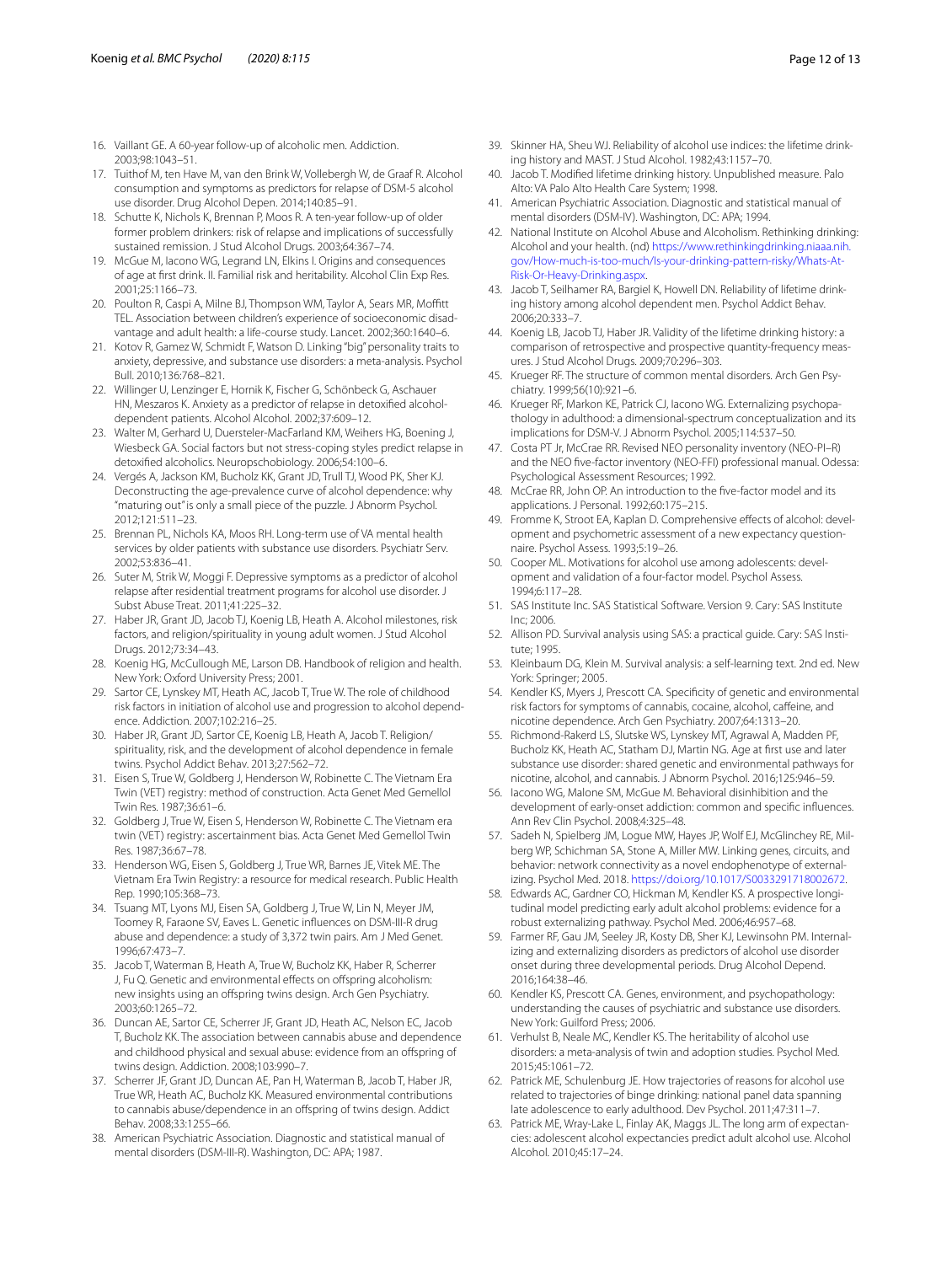16. Vaillant GE. A 60-year follow-up of alcoholic men. Addiction. 2003;98:1043–51.
17. Tuithof M, ten Have M, van den Brink W, Vollebergh W, de Graaf R. Alcohol consumption and symptoms as predictors for relapse of DSM-5 alcohol use disorder. Drug Alcohol Depen. 2014;140:85–91.
18. Schutte K, Nichols K, Brennan P, Moos R. A ten-year follow-up of older former problem drinkers: risk of relapse and implications of successfully sustained remission. J Stud Alcohol Drugs. 2003;64:367–74.
19. McGue M, Iacono WG, Legrand LN, Elkins I. Origins and consequences of age at first drink. II. Familial risk and heritability. Alcohol Clin Exp Res. 2001;25:1166–73.
20. Poulton R, Caspi A, Milne BJ, Thompson WM, Taylor A, Sears MR, Moffitt TEL. Association between children's experience of socioeconomic disadvantage and adult health: a life-course study. Lancet. 2002;360:1640–6.
21. Kotov R, Gamez W, Schmidt F, Watson D. Linking "big" personality traits to anxiety, depressive, and substance use disorders: a meta-analysis. Psychol Bull. 2010;136:768–821.
22. Willinger U, Lenzinger E, Hornik K, Fischer G, Schönbeck G, Aschauer HN, Meszaros K. Anxiety as a predictor of relapse in detoxified alcohol-dependent patients. Alcohol Alcohol. 2002;37:609–12.
23. Walter M, Gerhard U, Duersteler-MacFarland KM, Weihers HG, Boening J, Wiesbeck GA. Social factors but not stress-coping styles predict relapse in detoxified alcoholics. Neuropschobiology. 2006;54:100–6.
24. Vergés A, Jackson KM, Bucholz KK, Grant JD, Trull TJ, Wood PK, Sher KJ. Deconstructing the age-prevalence curve of alcohol dependence: why "maturing out" is only a small piece of the puzzle. J Abnorm Psychol. 2012;121:511–23.
25. Brennan PL, Nichols KA, Moos RH. Long-term use of VA mental health services by older patients with substance use disorders. Psychiatr Serv. 2002;53:836–41.
26. Suter M, Strik W, Moggi F. Depressive symptoms as a predictor of alcohol relapse after residential treatment programs for alcohol use disorder. J Subst Abuse Treat. 2011;41:225–32.
27. Haber JR, Grant JD, Jacob TJ, Koenig LB, Heath A. Alcohol milestones, risk factors, and religion/spirituality in young adult women. J Stud Alcohol Drugs. 2012;73:34–43.
28. Koenig HG, McCullough ME, Larson DB. Handbook of religion and health. New York: Oxford University Press; 2001.
29. Sartor CE, Lynskey MT, Heath AC, Jacob T, True W. The role of childhood risk factors in initiation of alcohol use and progression to alcohol dependence. Addiction. 2007;102:216–25.
30. Haber JR, Grant JD, Sartor CE, Koenig LB, Heath A, Jacob T. Religion/spirituality, risk, and the development of alcohol dependence in female twins. Psychol Addict Behav. 2013;27:562–72.
31. Eisen S, True W, Goldberg J, Henderson W, Robinette C. The Vietnam Era Twin (VET) registry: method of construction. Acta Genet Med Gemellol Twin Res. 1987;36:61–6.
32. Goldberg J, True W, Eisen S, Henderson W, Robinette C. The Vietnam era twin (VET) registry: ascertainment bias. Acta Genet Med Gemellol Twin Res. 1987;36:67–78.
33. Henderson WG, Eisen S, Goldberg J, True WR, Barnes JE, Vitek ME. The Vietnam Era Twin Registry: a resource for medical research. Public Health Rep. 1990;105:368–73.
34. Tsuang MT, Lyons MJ, Eisen SA, Goldberg J, True W, Lin N, Meyer JM, Toomey R, Faraone SV, Eaves L. Genetic influences on DSM-III-R drug abuse and dependence: a study of 3,372 twin pairs. Am J Med Genet. 1996;67:473–7.
35. Jacob T, Waterman B, Heath A, True W, Bucholz KK, Haber R, Scherrer J, Fu Q. Genetic and environmental effects on offspring alcoholism: new insights using an offspring twins design. Arch Gen Psychiatry. 2003;60:1265–72.
36. Duncan AE, Sartor CE, Scherrer JF, Grant JD, Heath AC, Nelson EC, Jacob T, Bucholz KK. The association between cannabis abuse and dependence and childhood physical and sexual abuse: evidence from an offspring of twins design. Addiction. 2008;103:990–7.
37. Scherrer JF, Grant JD, Duncan AE, Pan H, Waterman B, Jacob T, Haber JR, True WR, Heath AC, Bucholz KK. Measured environmental contributions to cannabis abuse/dependence in an offspring of twins design. Addict Behav. 2008;33:1255–66.
38. American Psychiatric Association. Diagnostic and statistical manual of mental disorders (DSM-III-R). Washington, DC: APA; 1987.
39. Skinner HA, Sheu WJ. Reliability of alcohol use indices: the lifetime drinking history and MAST. J Stud Alcohol. 1982;43:1157–70.
40. Jacob T. Modified lifetime drinking history. Unpublished measure. Palo Alto: VA Palo Alto Health Care System; 1998.
41. American Psychiatric Association. Diagnostic and statistical manual of mental disorders (DSM-IV). Washington, DC: APA; 1994.
42. National Institute on Alcohol Abuse and Alcoholism. Rethinking drinking: Alcohol and your health. (nd) https://www.rethinkingdrinking.niaaa.nih.gov/How-much-is-too-much/Is-your-drinking-pattern-risky/Whats-At-Risk-Or-Heavy-Drinking.aspx.
43. Jacob T, Seilhamer RA, Bargiel K, Howell DN. Reliability of lifetime drinking history among alcohol dependent men. Psychol Addict Behav. 2006;20:333–7.
44. Koenig LB, Jacob TJ, Haber JR. Validity of the lifetime drinking history: a comparison of retrospective and prospective quantity-frequency measures. J Stud Alcohol Drugs. 2009;70:296–303.
45. Krueger RF. The structure of common mental disorders. Arch Gen Psychiatry. 1999;56(10):921–6.
46. Krueger RF, Markon KE, Patrick CJ, Iacono WG. Externalizing psychopathology in adulthood: a dimensional-spectrum conceptualization and its implications for DSM-V. J Abnorm Psychol. 2005;114:537–50.
47. Costa PT Jr, McCrae RR. Revised NEO personality inventory (NEO-PI–R) and the NEO five-factor inventory (NEO-FFI) professional manual. Odessa: Psychological Assessment Resources; 1992.
48. McCrae RR, John OP. An introduction to the five-factor model and its applications. J Personal. 1992;60:175–215.
49. Fromme K, Stroot EA, Kaplan D. Comprehensive effects of alcohol: development and psychometric assessment of a new expectancy questionnaire. Psychol Assess. 1993;5:19–26.
50. Cooper ML. Motivations for alcohol use among adolescents: development and validation of a four-factor model. Psychol Assess. 1994;6:117–28.
51. SAS Institute Inc. SAS Statistical Software. Version 9. Cary: SAS Institute Inc; 2006.
52. Allison PD. Survival analysis using SAS: a practical guide. Cary: SAS Institute; 1995.
53. Kleinbaum DG, Klein M. Survival analysis: a self-learning text. 2nd ed. New York: Springer; 2005.
54. Kendler KS, Myers J, Prescott CA. Specificity of genetic and environmental risk factors for symptoms of cannabis, cocaine, alcohol, caffeine, and nicotine dependence. Arch Gen Psychiatry. 2007;64:1313–20.
55. Richmond-Rakerd LS, Slutske WS, Lynskey MT, Agrawal A, Madden PF, Bucholz KK, Heath AC, Statham DJ, Martin NG. Age at first use and later substance use disorder: shared genetic and environmental pathways for nicotine, alcohol, and cannabis. J Abnorm Psychol. 2016;125:946–59.
56. Iacono WG, Malone SM, McGue M. Behavioral disinhibition and the development of early-onset addiction: common and specific influences. Ann Rev Clin Psychol. 2008;4:325–48.
57. Sadeh N, Spielberg JM, Logue MW, Hayes JP, Wolf EJ, McGlinchey RE, Milberg WP, Schichman SA, Stone A, Miller MW. Linking genes, circuits, and behavior: network connectivity as a novel endophenotype of externalizing. Psychol Med. 2018. https://doi.org/10.1017/S0033291718002672.
58. Edwards AC, Gardner CO, Hickman M, Kendler KS. A prospective longitudinal model predicting early adult alcohol problems: evidence for a robust externalizing pathway. Psychol Med. 2006;46:957–68.
59. Farmer RF, Gau JM, Seeley JR, Kosty DB, Sher KJ, Lewinsohn PM. Internalizing and externalizing disorders as predictors of alcohol use disorder onset during three developmental periods. Drug Alcohol Depend. 2016;164:38–46.
60. Kendler KS, Prescott CA. Genes, environment, and psychopathology: understanding the causes of psychiatric and substance use disorders. New York: Guilford Press; 2006.
61. Verhulst B, Neale MC, Kendler KS. The heritability of alcohol use disorders: a meta-analysis of twin and adoption studies. Psychol Med. 2015;45:1061–72.
62. Patrick ME, Schulenburg JE. How trajectories of reasons for alcohol use related to trajectories of binge drinking: national panel data spanning late adolescence to early adulthood. Dev Psychol. 2011;47:311–7.
63. Patrick ME, Wray-Lake L, Finlay AK, Maggs JL. The long arm of expectancies: adolescent alcohol expectancies predict adult alcohol use. Alcohol Alcohol. 2010;45:17–24.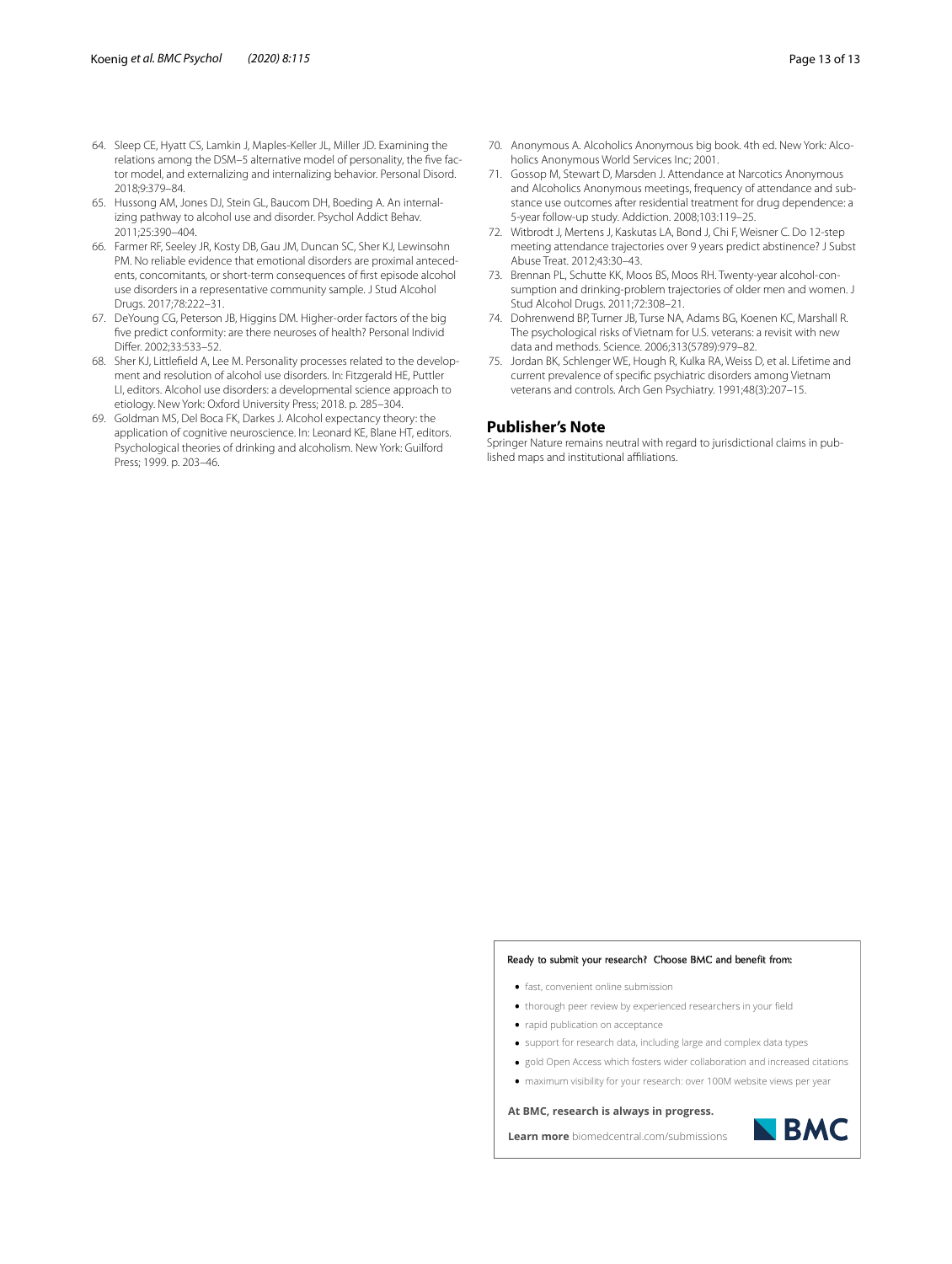64. Sleep CE, Hyatt CS, Lamkin J, Maples-Keller JL, Miller JD. Examining the relations among the DSM–5 alternative model of personality, the five factor model, and externalizing and internalizing behavior. Personal Disord. 2018;9:379–84.
65. Hussong AM, Jones DJ, Stein GL, Baucom DH, Boeding A. An internalizing pathway to alcohol use and disorder. Psychol Addict Behav. 2011;25:390–404.
66. Farmer RF, Seeley JR, Kosty DB, Gau JM, Duncan SC, Sher KJ, Lewinsohn PM. No reliable evidence that emotional disorders are proximal antecedents, concomitants, or short-term consequences of first episode alcohol use disorders in a representative community sample. J Stud Alcohol Drugs. 2017;78:222–31.
67. DeYoung CG, Peterson JB, Higgins DM. Higher-order factors of the big five predict conformity: are there neuroses of health? Personal Individ Differ. 2002;33:533–52.
68. Sher KJ, Littlefield A, Lee M. Personality processes related to the development and resolution of alcohol use disorders. In: Fitzgerald HE, Puttler LI, editors. Alcohol use disorders: a developmental science approach to etiology. New York: Oxford University Press; 2018. p. 285–304.
69. Goldman MS, Del Boca FK, Darkes J. Alcohol expectancy theory: the application of cognitive neuroscience. In: Leonard KE, Blane HT, editors. Psychological theories of drinking and alcoholism. New York: Guilford Press; 1999. p. 203–46.
70. Anonymous A. Alcoholics Anonymous big book. 4th ed. New York: Alcoholics Anonymous World Services Inc; 2001.
71. Gossop M, Stewart D, Marsden J. Attendance at Narcotics Anonymous and Alcoholics Anonymous meetings, frequency of attendance and substance use outcomes after residential treatment for drug dependence: a 5-year follow-up study. Addiction. 2008;103:119–25.
72. Witbrodt J, Mertens J, Kaskutas LA, Bond J, Chi F, Weisner C. Do 12-step meeting attendance trajectories over 9 years predict abstinence? J Subst Abuse Treat. 2012;43:30–43.
73. Brennan PL, Schutte KK, Moos BS, Moos RH. Twenty-year alcohol-consumption and drinking-problem trajectories of older men and women. J Stud Alcohol Drugs. 2011;72:308–21.
74. Dohrenwend BP, Turner JB, Turse NA, Adams BG, Koenen KC, Marshall R. The psychological risks of Vietnam for U.S. veterans: a revisit with new data and methods. Science. 2006;313(5789):979–82.
75. Jordan BK, Schlenger WE, Hough R, Kulka RA, Weiss D, et al. Lifetime and current prevalence of specific psychiatric disorders among Vietnam veterans and controls. Arch Gen Psychiatry. 1991;48(3):207–15.

## Publisher's Note

Springer Nature remains neutral with regard to jurisdictional claims in published maps and institutional affiliations.

Ready to submit your research? Choose BMC and benefit from:

- fast, convenient online submission
- thorough peer review by experienced researchers in your field
- rapid publication on acceptance
- support for research data, including large and complex data types
- gold Open Access which fosters wider collaboration and increased citations
- maximum visibility for your research: over 100M website views per year

**At BMC, research is always in progress.**

**Learn more** biomedcentral.com/submissions

BMC